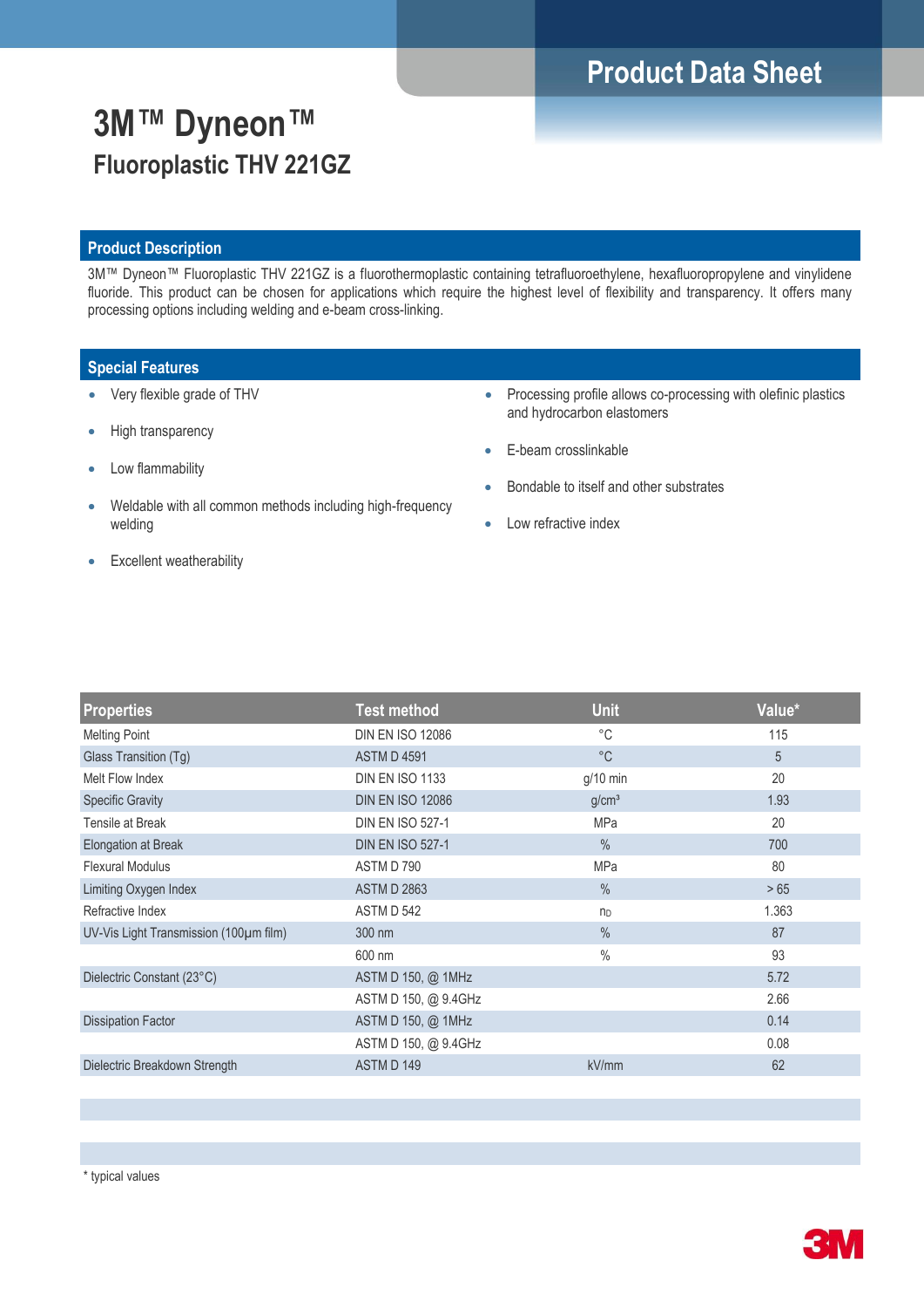# 3M™ Dyneon™

## Fluoroplastic THV 221GZ

Product Data Sheet

### Product Description

3M™ Dyneon™ Fluoroplastic THV 221GZ is a fluorothermoplastic containing tetrafluoroethylene, hexafluoropropylene and vinylidene fluoride. This product can be chosen for applications which require the highest level of flexibility and transparency. It offers many processing options including welding and e-beam cross-linking.

### Special Features

- Very flexible grade of THV
- High transparency
- Low flammability
- Weldable with all common methods including high-frequency welding
- Excellent weatherability
- Processing profile allows co-processing with olefinic plastics and hydrocarbon elastomers
- E-beam crosslinkable
- Bondable to itself and other substrates
- Low refractive index

| Properties | Test method | Unit | Value* |
| --- | --- | --- | --- |
| Melting Point | DIN EN ISO 12086 | °C | 115 |
| Glass Transition (Tg) | ASTM D 4591 | °C | 5 |
| Melt Flow Index | DIN EN ISO 1133 | g/10 min | 20 |
| Specific Gravity | DIN EN ISO 12086 | g/cm³ | 1.93 |
| Tensile at Break | DIN EN ISO 527-1 | MPa | 20 |
| Elongation at Break | DIN EN ISO 527-1 | % | 700 |
| Flexural Modulus | ASTM D 790 | MPa | 80 |
| Limiting Oxygen Index | ASTM D 2863 | % | > 65 |
| Refractive Index | ASTM D 542 | $n_D$ | 1.363 |
| UV-Vis Light Transmission (100µm film) | 300 nm | % | 87 |
| | 600 nm | % | 93 |
| Dielectric Constant (23°C) | ASTM D 150, @ 1MHz | | 5.72 |
| | ASTM D 150, @ 9.4GHz | | 2.66 |
| Dissipation Factor | ASTM D 150, @ 1MHz | | 0.14 |
| | ASTM D 150, @ 9.4GHz | | 0.08 |
| Dielectric Breakdown Strength | ASTM D 149 | kV/mm | 62 |

* typical values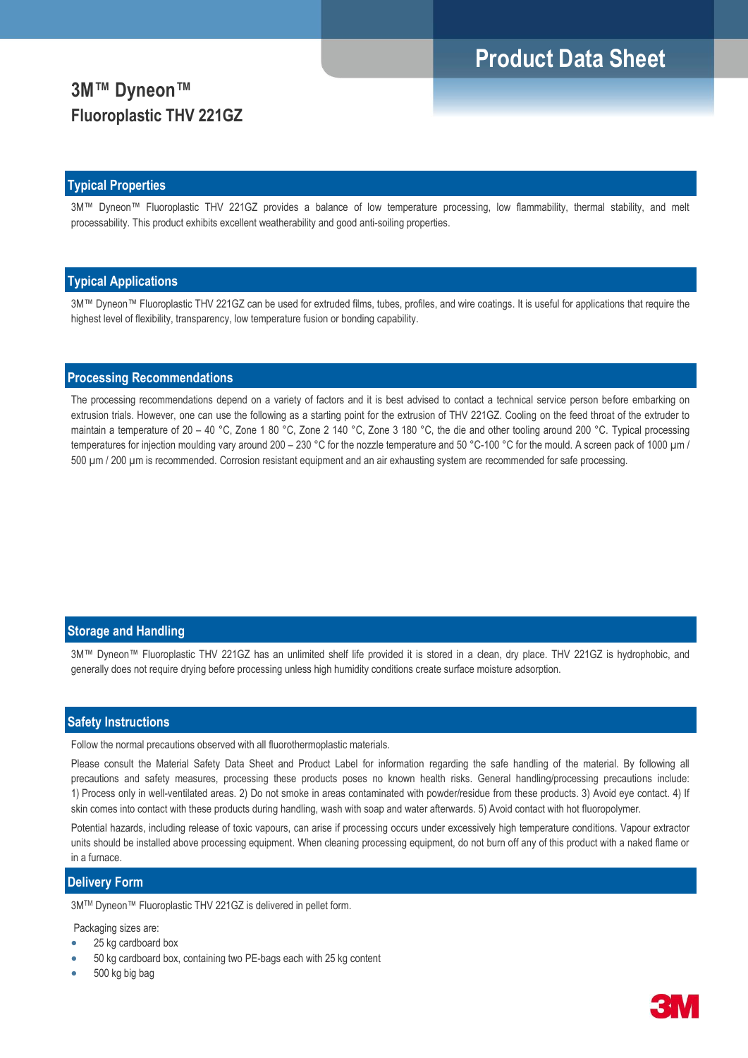# 3M™ Dyneon™
## Fluoroplastic THV 221GZ

Product Data Sheet

## Typical Properties

3M™ Dyneon™ Fluoroplastic THV 221GZ provides a balance of low temperature processing, low flammability, thermal stability, and melt processability. This product exhibits excellent weatherability and good anti-soiling properties.

## Typical Applications

3M™ Dyneon™ Fluoroplastic THV 221GZ can be used for extruded films, tubes, profiles, and wire coatings. It is useful for applications that require the highest level of flexibility, transparency, low temperature fusion or bonding capability.

## Processing Recommendations

The processing recommendations depend on a variety of factors and it is best advised to contact a technical service person before embarking on extrusion trials. However, one can use the following as a starting point for the extrusion of THV 221GZ. Cooling on the feed throat of the extruder to maintain a temperature of 20 – 40 °C, Zone 1 80 °C, Zone 2 140 °C, Zone 3 180 °C, the die and other tooling around 200 °C. Typical processing temperatures for injection moulding vary around 200 – 230 °C for the nozzle temperature and 50 °C-100 °C for the mould. A screen pack of 1000 µm / 500 µm / 200 µm is recommended. Corrosion resistant equipment and an air exhausting system are recommended for safe processing.

## Storage and Handling

3M™ Dyneon™ Fluoroplastic THV 221GZ has an unlimited shelf life provided it is stored in a clean, dry place. THV 221GZ is hydrophobic, and generally does not require drying before processing unless high humidity conditions create surface moisture adsorption.

## Safety Instructions

Follow the normal precautions observed with all fluorothermoplastic materials.

Please consult the Material Safety Data Sheet and Product Label for information regarding the safe handling of the material. By following all precautions and safety measures, processing these products poses no known health risks. General handling/processing precautions include: 1) Process only in well-ventilated areas. 2) Do not smoke in areas contaminated with powder/residue from these products. 3) Avoid eye contact. 4) If skin comes into contact with these products during handling, wash with soap and water afterwards. 5) Avoid contact with hot fluoropolymer.

Potential hazards, including release of toxic vapours, can arise if processing occurs under excessively high temperature conditions. Vapour extractor units should be installed above processing equipment. When cleaning processing equipment, do not burn off any of this product with a naked flame or in a furnace.

## Delivery Form

3M™ Dyneon™ Fluoroplastic THV 221GZ is delivered in pellet form.

Packaging sizes are:

- 25 kg cardboard box
- 50 kg cardboard box, containing two PE-bags each with 25 kg content
- 500 kg big bag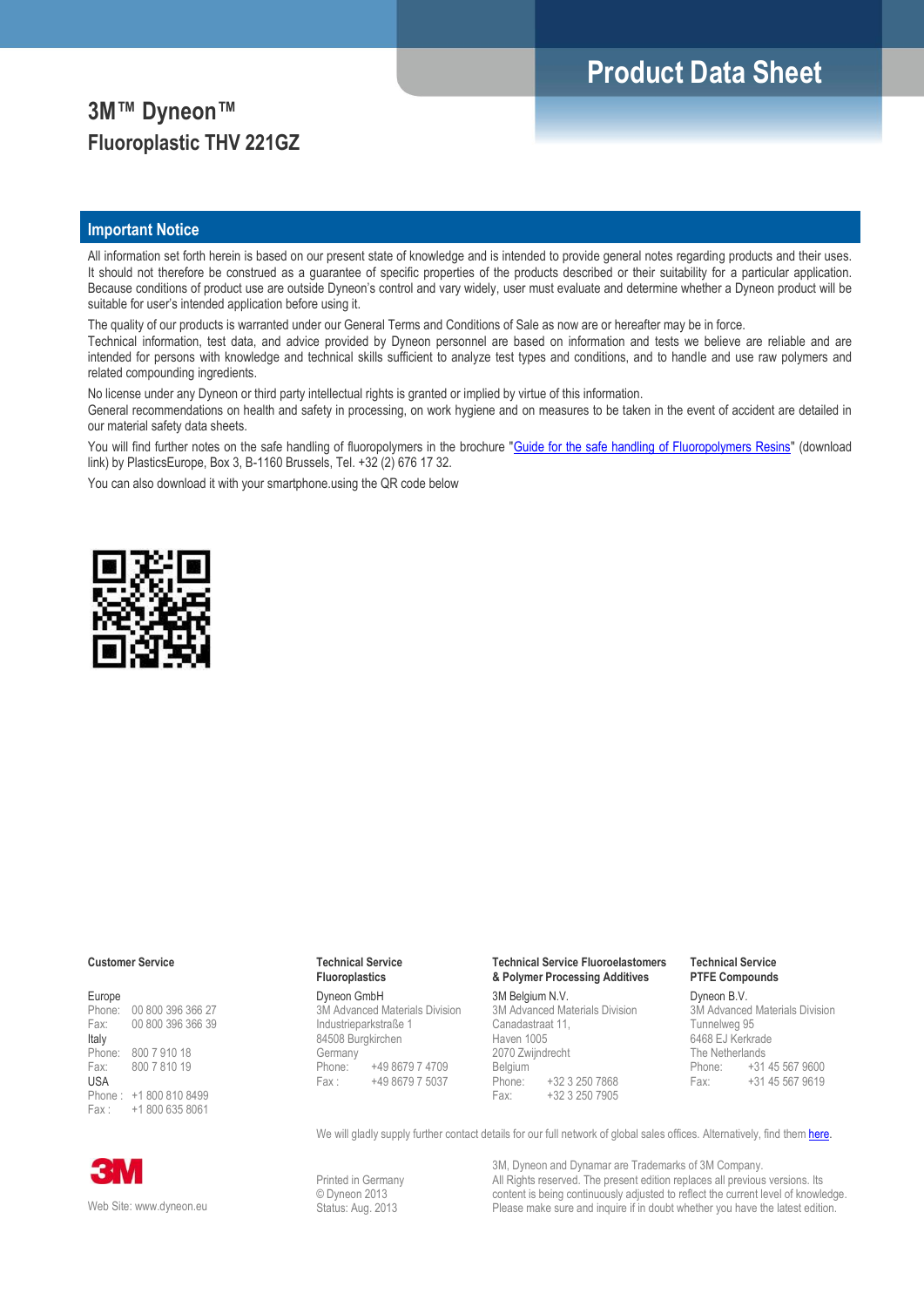# Product Data Sheet

## 3M™ Dyneon™
## Fluoroplastic THV 221GZ

## Important Notice

All information set forth herein is based on our present state of knowledge and is intended to provide general notes regarding products and their uses. It should not therefore be construed as a guarantee of specific properties of the products described or their suitability for a particular application. Because conditions of product use are outside Dyneon's control and vary widely, user must evaluate and determine whether a Dyneon product will be suitable for user's intended application before using it.

The quality of our products is warranted under our General Terms and Conditions of Sale as now are or hereafter may be in force.

Technical information, test data, and advice provided by Dyneon personnel are based on information and tests we believe are reliable and are intended for persons with knowledge and technical skills sufficient to analyze test types and conditions, and to handle and use raw polymers and related compounding ingredients.

No license under any Dyneon or third party intellectual rights is granted or implied by virtue of this information.

General recommendations on health and safety in processing, on work hygiene and on measures to be taken in the event of accident are detailed in our material safety data sheets.

You will find further notes on the safe handling of fluoropolymers in the brochure "Guide for the safe handling of Fluoropolymers Resins" (download link) by PlasticsEurope, Box 3, B-1160 Brussels, Tel. +32 (2) 676 17 32.

You can also download it with your smartphone.using the QR code below

**Customer Service**

Europe
Phone: 00 800 396 366 27
Fax: 00 800 396 366 39
Italy
Phone: 800 7 910 18
Fax: 800 7 810 19
USA
Phone : +1 800 810 8499
Fax : +1 800 635 8061

**Technical Service Fluoroplastics**

Dyneon GmbH
3M Advanced Materials Division
Industrieparkstraße 1
84508 Burgkirchen
Germany
Phone: +49 8679 7 4709
Fax : +49 8679 7 5037

**Technical Service Fluoroelastomers & Polymer Processing Additives**

3M Belgium N.V.
3M Advanced Materials Division
Canadastraat 11,
Haven 1005
2070 Zwijndrecht
Belgium
Phone: +32 3 250 7868
Fax: +32 3 250 7905

**Technical Service PTFE Compounds**

Dyneon B.V.
3M Advanced Materials Division
Tunnelweg 95
6468 EJ Kerkrade
The Netherlands
Phone: +31 45 567 9600
Fax: +31 45 567 9619

We will gladly supply further contact details for our full network of global sales offices. Alternatively, find them here.

Web Site: www.dyneon.eu

Printed in Germany
© Dyneon 2013
Status: Aug. 2013

3M, Dyneon and Dynamar are Trademarks of 3M Company.
All Rights reserved. The present edition replaces all previous versions. Its content is being continuously adjusted to reflect the current level of knowledge. Please make sure and inquire if in doubt whether you have the latest edition.